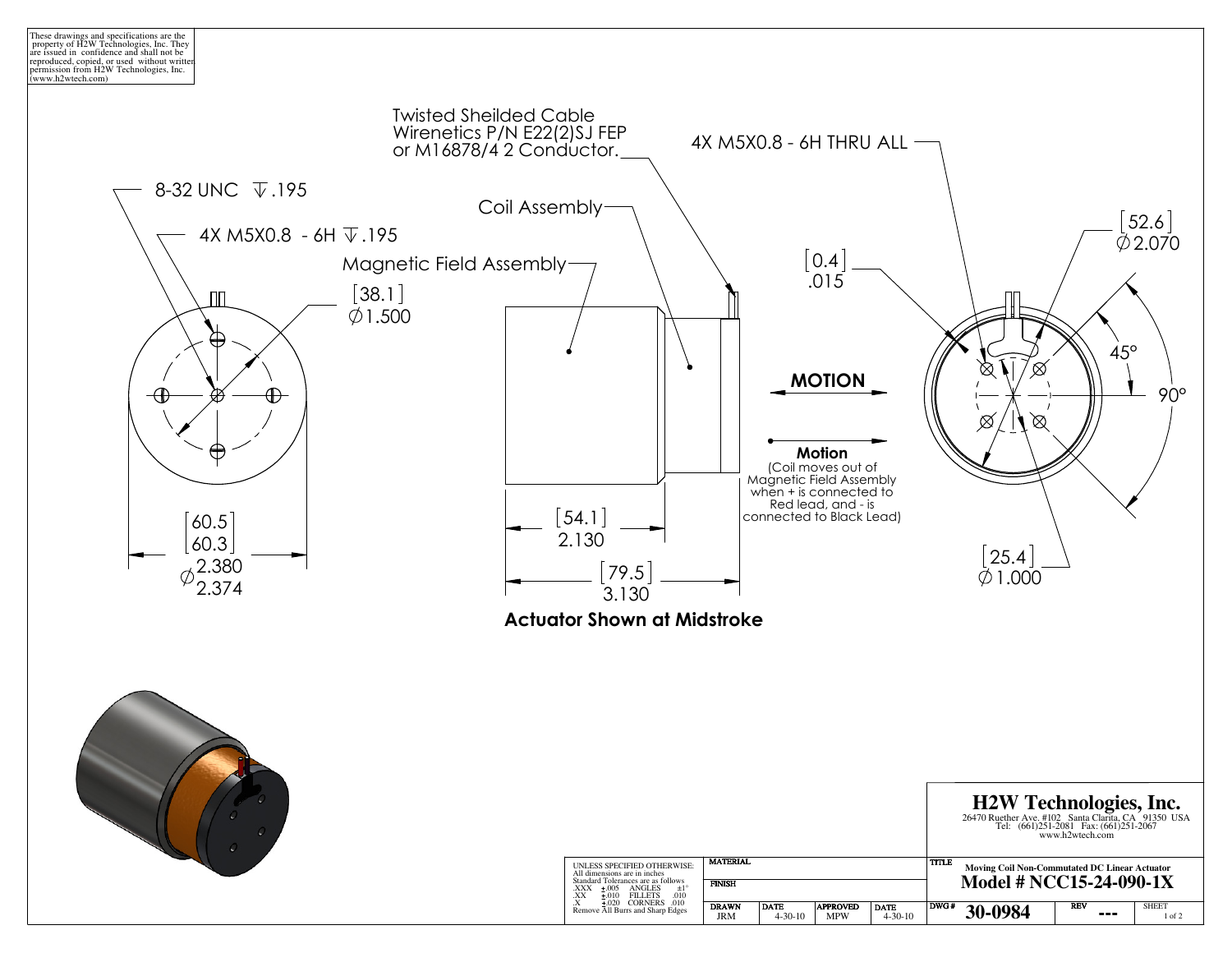These drawings and specifications are the property of H2W Technologies, Inc. They are issued in confidence and shall not be reproduced, copied, or used without written permission from H2W Technologies, Inc. (www.h2wtech.com)

Twisted Sheilded Cable
Wirenetics P/N E22(2)SJ FEP or M16878/4 2 Conductor.

4X M5X0.8 - 6H THRU ALL

8-32 UNC ↧.195

4X M5X0.8 - 6H ↧.195

Coil Assembly

Magnetic Field Assembly

[38.1]
∅1.500

[0.4]
.015

[52.6]
∅2.070

45°

90°

**MOTION**

**Motion**
(Coil moves out of Magnetic Field Assembly when + is connected to Red lead, and - is connected to Black Lead)

[60.5]
[60.3]
∅2.380
2.374

[54.1]
2.130

[79.5]
3.130

[25.4]
∅1.000

**Actuator Shown at Midstroke**

# H2W Technologies, Inc.

26470 Ruether Ave. #102 Santa Clarita, CA 91350 USA
Tel: (661)251-2081 Fax: (661)251-2067
www.h2wtech.com

UNLESS SPECIFIED OTHERWISE:
All dimensions are in inches
Standard Tolerances are as follows

| | | | |
|---|---|---|---|
| .XXX | ±.005 | ANGLES | ±1° |
| .XX | ±.010 | FILLETS | .010 |
| .X | ±.020 | CORNERS | .010 |

Remove All Burrs and Sharp Edges

| MATERIAL | | | |
|---|---|---|---|
| **FINISH** | | | |
| **DRAWN** | **DATE** | **APPROVED** | **DATE** |
| JRM | 4-30-10 | MPW | 4-30-10 |

TITLE
**Moving Coil Non-Commutated DC Linear Actuator**
**Model # NCC15-24-090-1X**

| DWG # | REV | SHEET |
|---|---|---|
| **30-0984** | --- | 1 of 2 |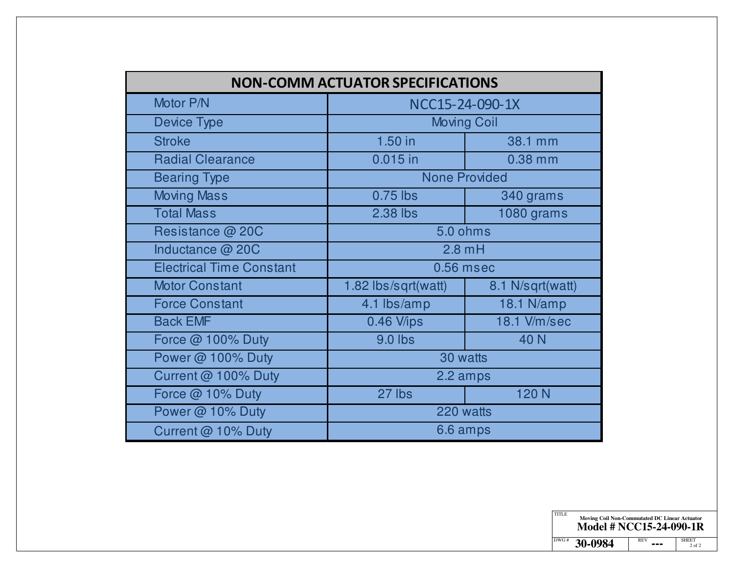# NON-COMM ACTUATOR SPECIFICATIONS

| | | |
|---|---|---|
| Motor P/N | NCC15-24-090-1X | |
| Device Type | Moving Coil | |
| Stroke | 1.50 in | 38.1 mm |
| Radial Clearance | 0.015 in | 0.38 mm |
| Bearing Type | None Provided | |
| Moving Mass | 0.75 lbs | 340 grams |
| Total Mass | 2.38 lbs | 1080 grams |
| Resistance @ 20C | 5.0 ohms | |
| Inductance @ 20C | 2.8 mH | |
| Electrical Time Constant | 0.56 msec | |
| Motor Constant | 1.82 lbs/sqrt(watt) | 8.1 N/sqrt(watt) |
| Force Constant | 4.1 lbs/amp | 18.1 N/amp |
| Back EMF | 0.46 V/ips | 18.1 V/m/sec |
| Force @ 100% Duty | 9.0 lbs | 40 N |
| Power @ 100% Duty | 30 watts | |
| Current @ 100% Duty | 2.2 amps | |
| Force @ 10% Duty | 27 lbs | 120 N |
| Power @ 10% Duty | 220 watts | |
| Current @ 10% Duty | 6.6 amps | |

TITLE: Moving Coil Non-Commutated DC Linear Actuator
**Model # NCC15-24-090-1R**

DWG # **30-0984** REV **---** SHEET 2 of 2